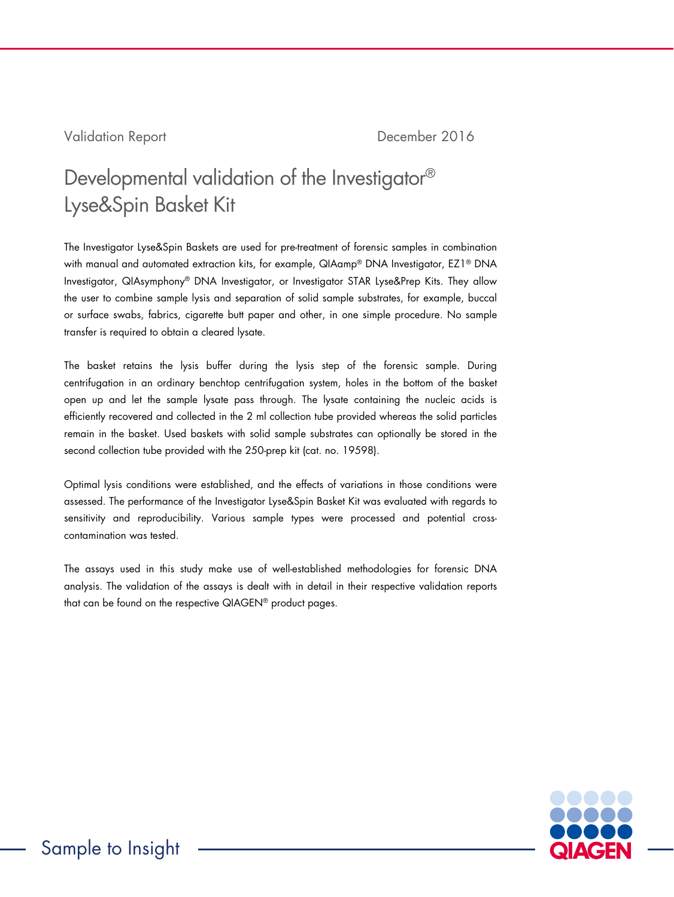Validation Report December 2016

# Developmental validation of the Investigator® Lyse&Spin Basket Kit

The Investigator Lyse&Spin Baskets are used for pre-treatment of forensic samples in combination with manual and automated extraction kits, for example, QIAamp® DNA Investigator, EZ1® DNA Investigator, QIAsymphony® DNA Investigator, or Investigator STAR Lyse&Prep Kits. They allow the user to combine sample lysis and separation of solid sample substrates, for example, buccal or surface swabs, fabrics, cigarette butt paper and other, in one simple procedure. No sample transfer is required to obtain a cleared lysate.

The basket retains the lysis buffer during the lysis step of the forensic sample. During centrifugation in an ordinary benchtop centrifugation system, holes in the bottom of the basket open up and let the sample lysate pass through. The lysate containing the nucleic acids is efficiently recovered and collected in the 2 ml collection tube provided whereas the solid particles remain in the basket. Used baskets with solid sample substrates can optionally be stored in the second collection tube provided with the 250-prep kit (cat. no. 19598).

Optimal lysis conditions were established, and the effects of variations in those conditions were assessed. The performance of the Investigator Lyse&Spin Basket Kit was evaluated with regards to sensitivity and reproducibility. Various sample types were processed and potential cross-contamination was tested.

The assays used in this study make use of well-established methodologies for forensic DNA analysis. The validation of the assays is dealt with in detail in their respective validation reports that can be found on the respective QIAGEN® product pages.

Sample to Insight

QIAGEN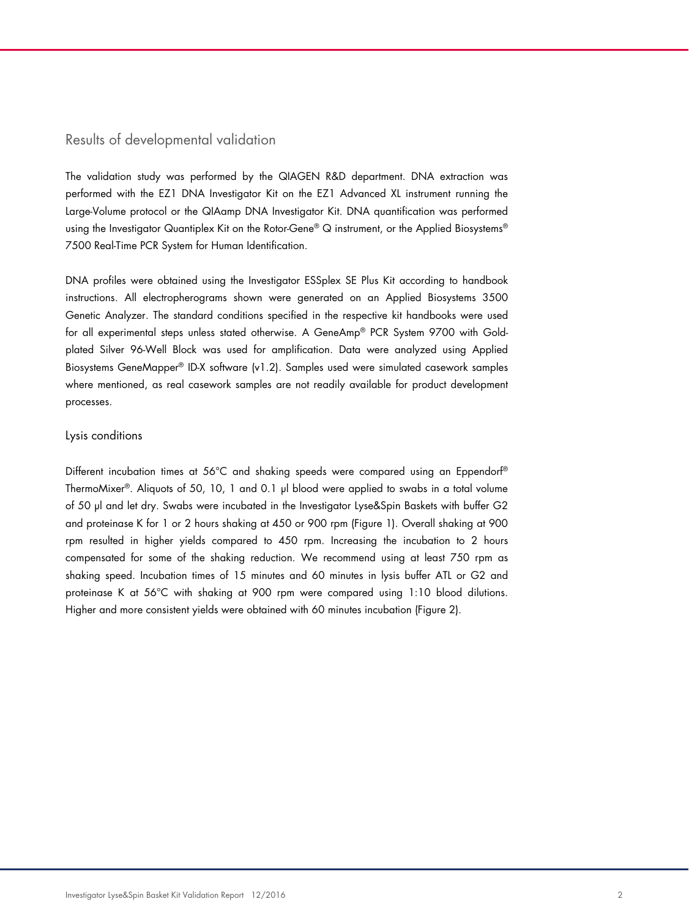## Results of developmental validation

The validation study was performed by the QIAGEN R&D department. DNA extraction was performed with the EZ1 DNA Investigator Kit on the EZ1 Advanced XL instrument running the Large-Volume protocol or the QIAamp DNA Investigator Kit. DNA quantification was performed using the Investigator Quantiplex Kit on the Rotor-Gene® Q instrument, or the Applied Biosystems® 7500 Real-Time PCR System for Human Identification.

DNA profiles were obtained using the Investigator ESSplex SE Plus Kit according to handbook instructions. All electropherograms shown were generated on an Applied Biosystems 3500 Genetic Analyzer. The standard conditions specified in the respective kit handbooks were used for all experimental steps unless stated otherwise. A GeneAmp® PCR System 9700 with Gold-plated Silver 96-Well Block was used for amplification. Data were analyzed using Applied Biosystems GeneMapper® ID-X software (v1.2). Samples used were simulated casework samples where mentioned, as real casework samples are not readily available for product development processes.

### Lysis conditions

Different incubation times at 56°C and shaking speeds were compared using an Eppendorf® ThermoMixer®. Aliquots of 50, 10, 1 and 0.1 µl blood were applied to swabs in a total volume of 50 µl and let dry. Swabs were incubated in the Investigator Lyse&Spin Baskets with buffer G2 and proteinase K for 1 or 2 hours shaking at 450 or 900 rpm (Figure 1). Overall shaking at 900 rpm resulted in higher yields compared to 450 rpm. Increasing the incubation to 2 hours compensated for some of the shaking reduction. We recommend using at least 750 rpm as shaking speed. Incubation times of 15 minutes and 60 minutes in lysis buffer ATL or G2 and proteinase K at 56°C with shaking at 900 rpm were compared using 1:10 blood dilutions. Higher and more consistent yields were obtained with 60 minutes incubation (Figure 2).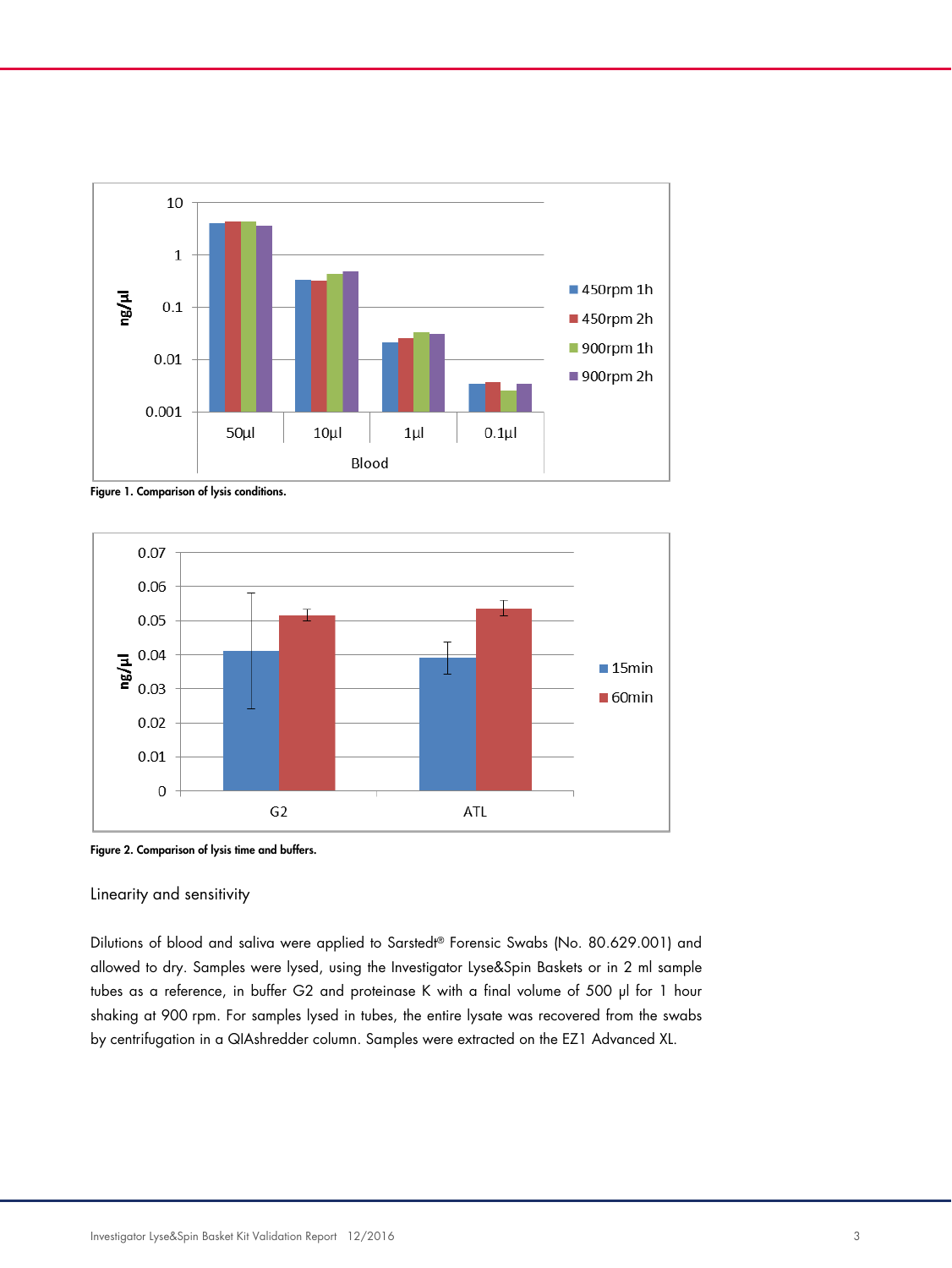Figure 1. Comparison of lysis conditions.

Figure 2. Comparison of lysis time and buffers.

## Linearity and sensitivity

Dilutions of blood and saliva were applied to Sarstedt® Forensic Swabs (No. 80.629.001) and allowed to dry. Samples were lysed, using the Investigator Lyse&Spin Baskets or in 2 ml sample tubes as a reference, in buffer G2 and proteinase K with a final volume of 500 µl for 1 hour shaking at 900 rpm. For samples lysed in tubes, the entire lysate was recovered from the swabs by centrifugation in a QIAshredder column. Samples were extracted on the EZ1 Advanced XL.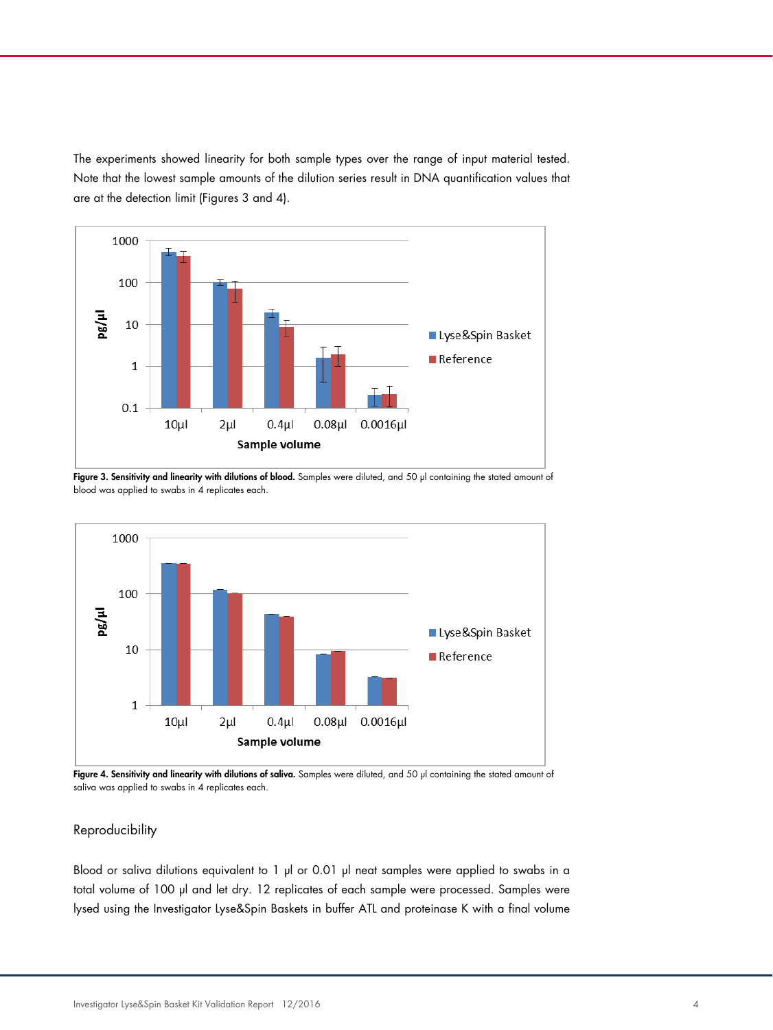The experiments showed linearity for both sample types over the range of input material tested. Note that the lowest sample amounts of the dilution series result in DNA quantification values that are at the detection limit (Figures 3 and 4).

**Figure 3. Sensitivity and linearity with dilutions of blood.** Samples were diluted, and 50 µl containing the stated amount of blood was applied to swabs in 4 replicates each.

**Figure 4. Sensitivity and linearity with dilutions of saliva.** Samples were diluted, and 50 µl containing the stated amount of saliva was applied to swabs in 4 replicates each.

## Reproducibility

Blood or saliva dilutions equivalent to 1 µl or 0.01 µl neat samples were applied to swabs in a total volume of 100 µl and let dry. 12 replicates of each sample were processed. Samples were lysed using the Investigator Lyse&Spin Baskets in buffer ATL and proteinase K with a final volume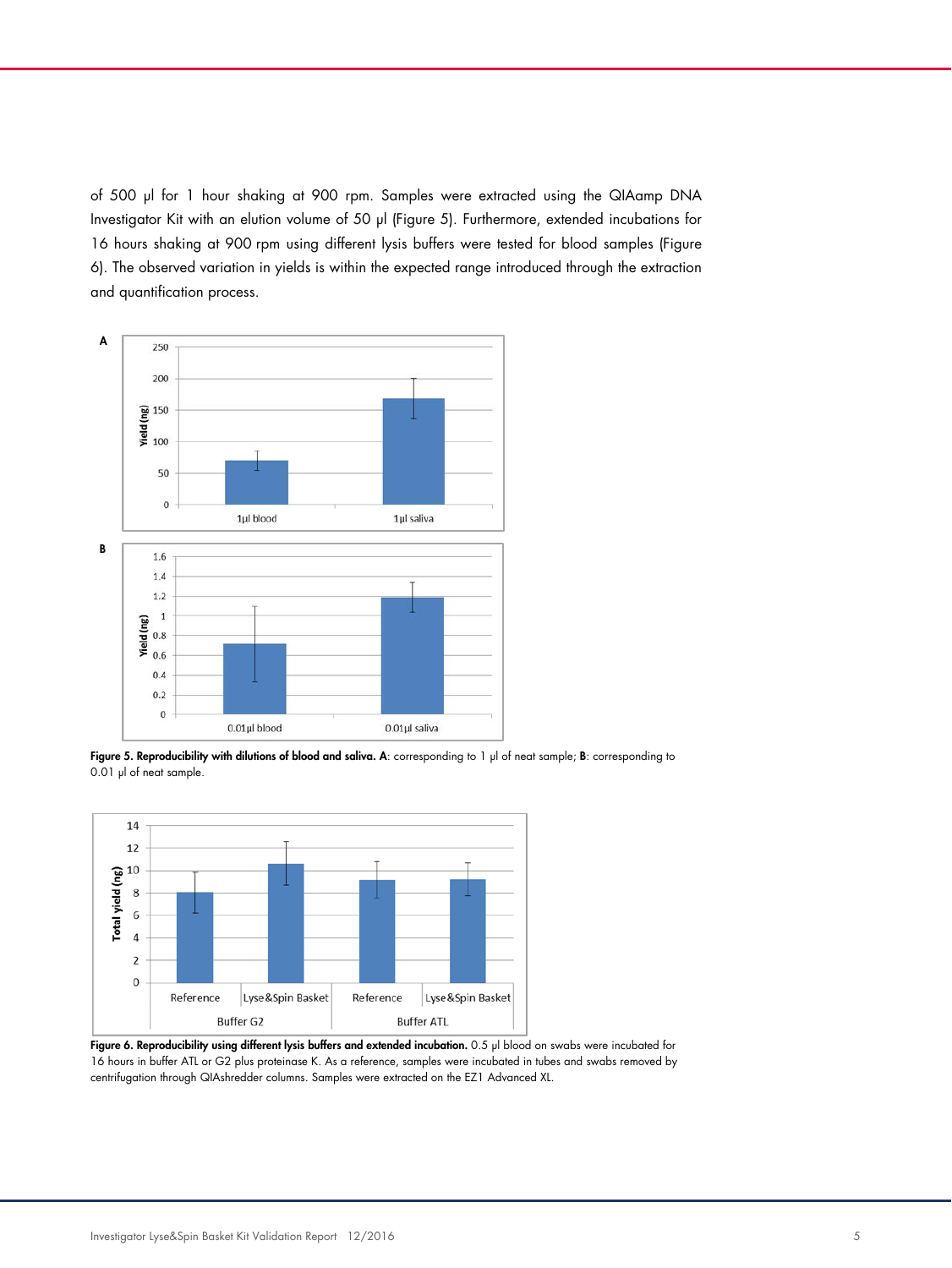of 500 µl for 1 hour shaking at 900 rpm. Samples were extracted using the QIAamp DNA Investigator Kit with an elution volume of 50 µl (Figure 5). Furthermore, extended incubations for 16 hours shaking at 900 rpm using different lysis buffers were tested for blood samples (Figure 6). The observed variation in yields is within the expected range introduced through the extraction and quantification process.

**Figure 5. Reproducibility with dilutions of blood and saliva. A**: corresponding to 1 µl of neat sample; **B**: corresponding to 0.01 µl of neat sample.

**Figure 6. Reproducibility using different lysis buffers and extended incubation.** 0.5 µl blood on swabs were incubated for 16 hours in buffer ATL or G2 plus proteinase K. As a reference, samples were incubated in tubes and swabs removed by centrifugation through QIAshredder columns. Samples were extracted on the EZ1 Advanced XL.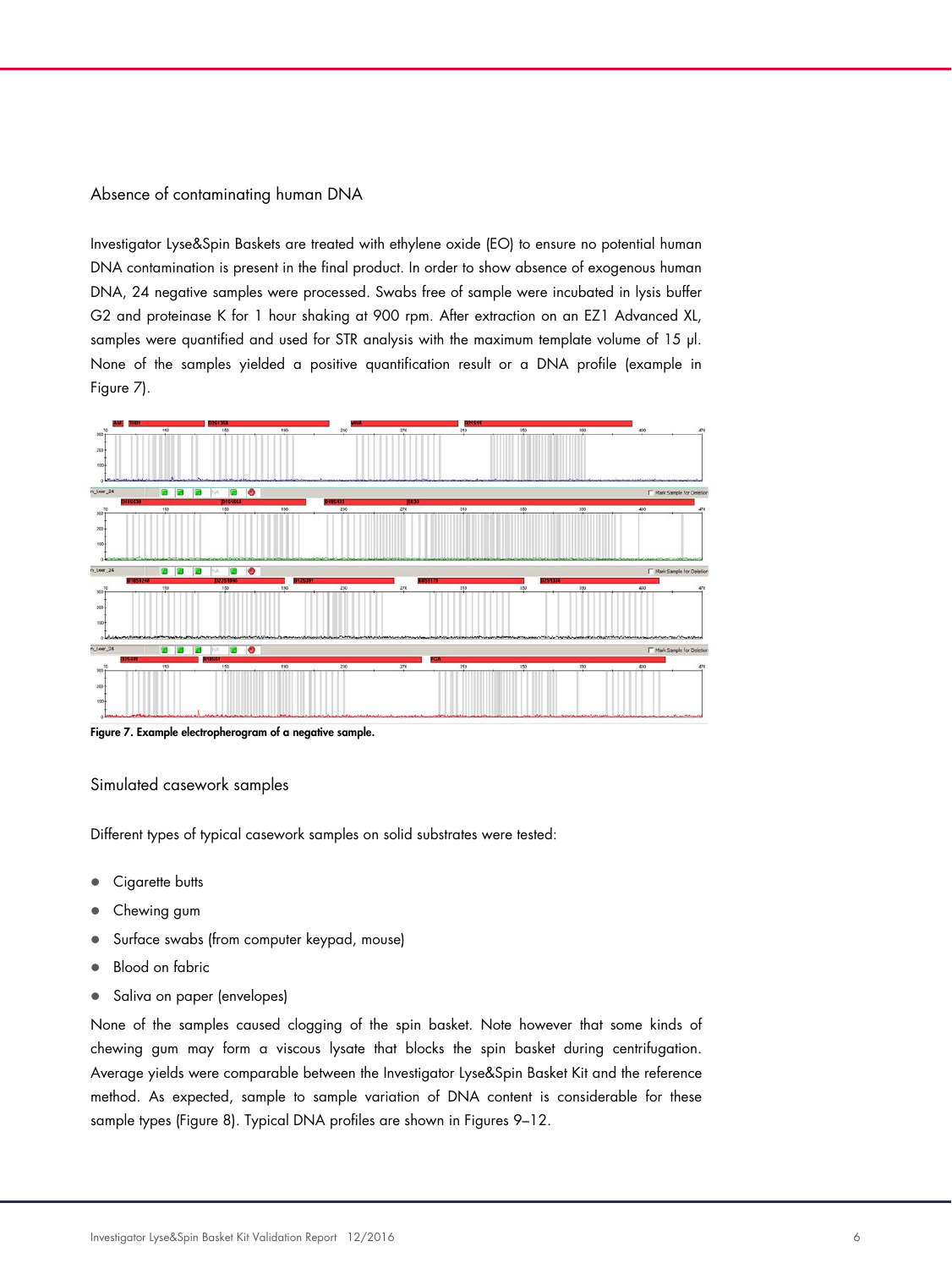## Absence of contaminating human DNA

Investigator Lyse&Spin Baskets are treated with ethylene oxide (EO) to ensure no potential human DNA contamination is present in the final product. In order to show absence of exogenous human DNA, 24 negative samples were processed. Swabs free of sample were incubated in lysis buffer G2 and proteinase K for 1 hour shaking at 900 rpm. After extraction on an EZ1 Advanced XL, samples were quantified and used for STR analysis with the maximum template volume of 15 µl. None of the samples yielded a positive quantification result or a DNA profile (example in Figure 7).

**Figure 7. Example electropherogram of a negative sample.**

## Simulated casework samples

Different types of typical casework samples on solid substrates were tested:

- Cigarette butts
- Chewing gum
- Surface swabs (from computer keypad, mouse)
- Blood on fabric
- Saliva on paper (envelopes)

None of the samples caused clogging of the spin basket. Note however that some kinds of chewing gum may form a viscous lysate that blocks the spin basket during centrifugation. Average yields were comparable between the Investigator Lyse&Spin Basket Kit and the reference method. As expected, sample to sample variation of DNA content is considerable for these sample types (Figure 8). Typical DNA profiles are shown in Figures 9–12.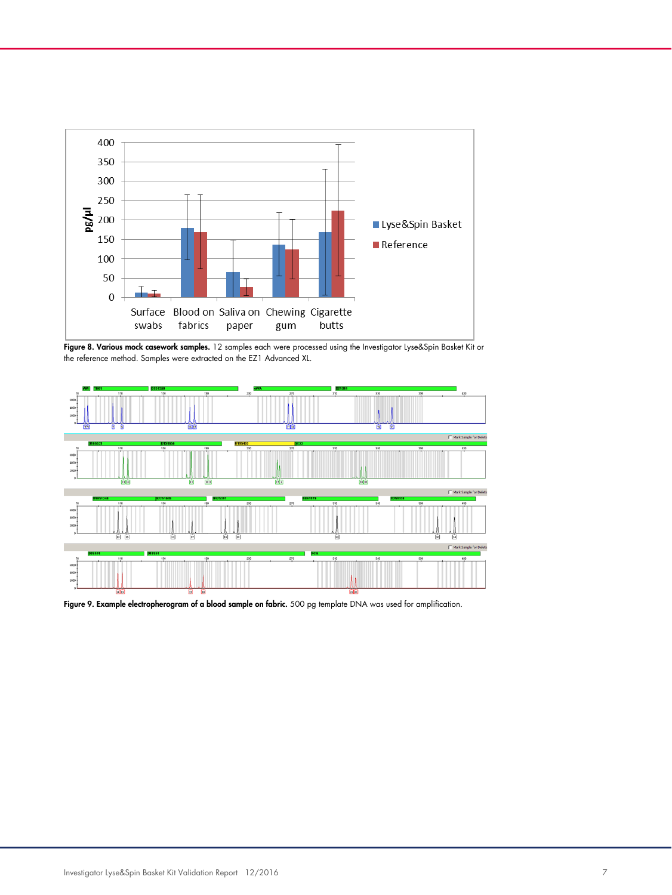**Figure 8. Various mock casework samples.** 12 samples each were processed using the Investigator Lyse&Spin Basket Kit or the reference method. Samples were extracted on the EZ1 Advanced XL.

**Figure 9. Example electropherogram of a blood sample on fabric.** 500 pg template DNA was used for amplification.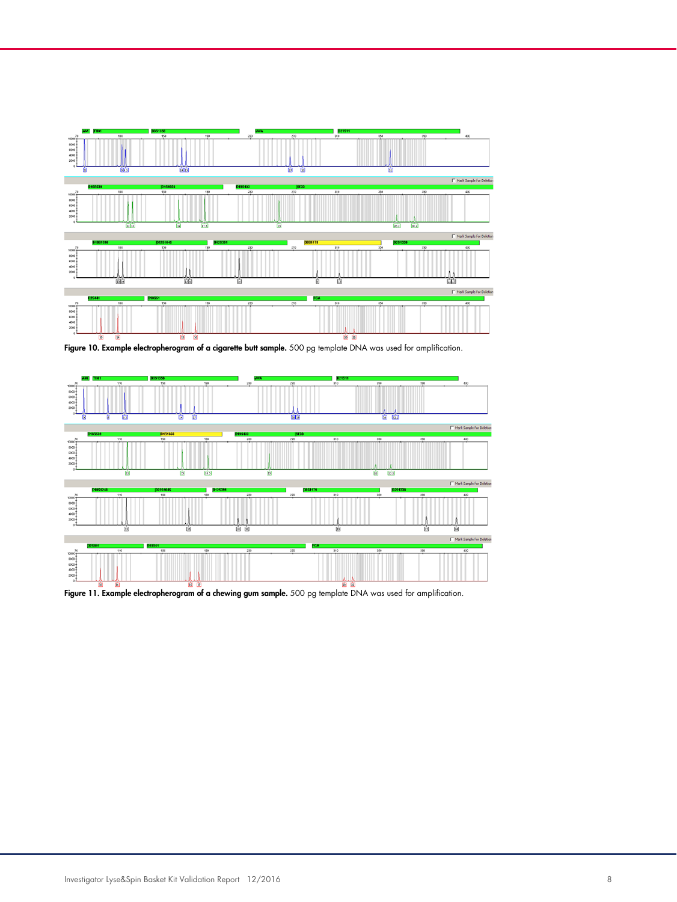**Figure 10. Example electropherogram of a cigarette butt sample.** 500 pg template DNA was used for amplification.

**Figure 11. Example electropherogram of a chewing gum sample.** 500 pg template DNA was used for amplification.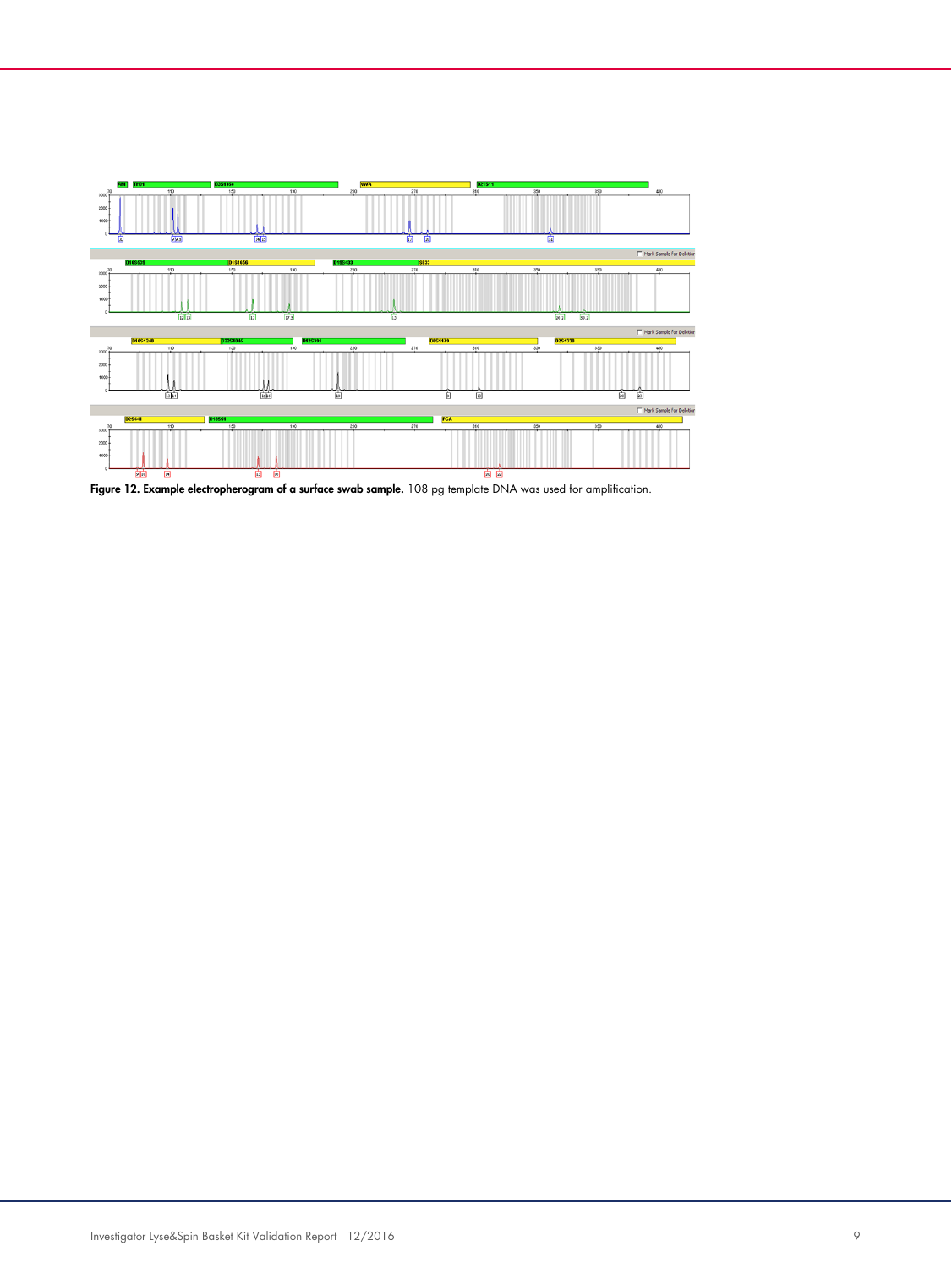**Figure 12. Example electropherogram of a surface swab sample.** 108 pg template DNA was used for amplification.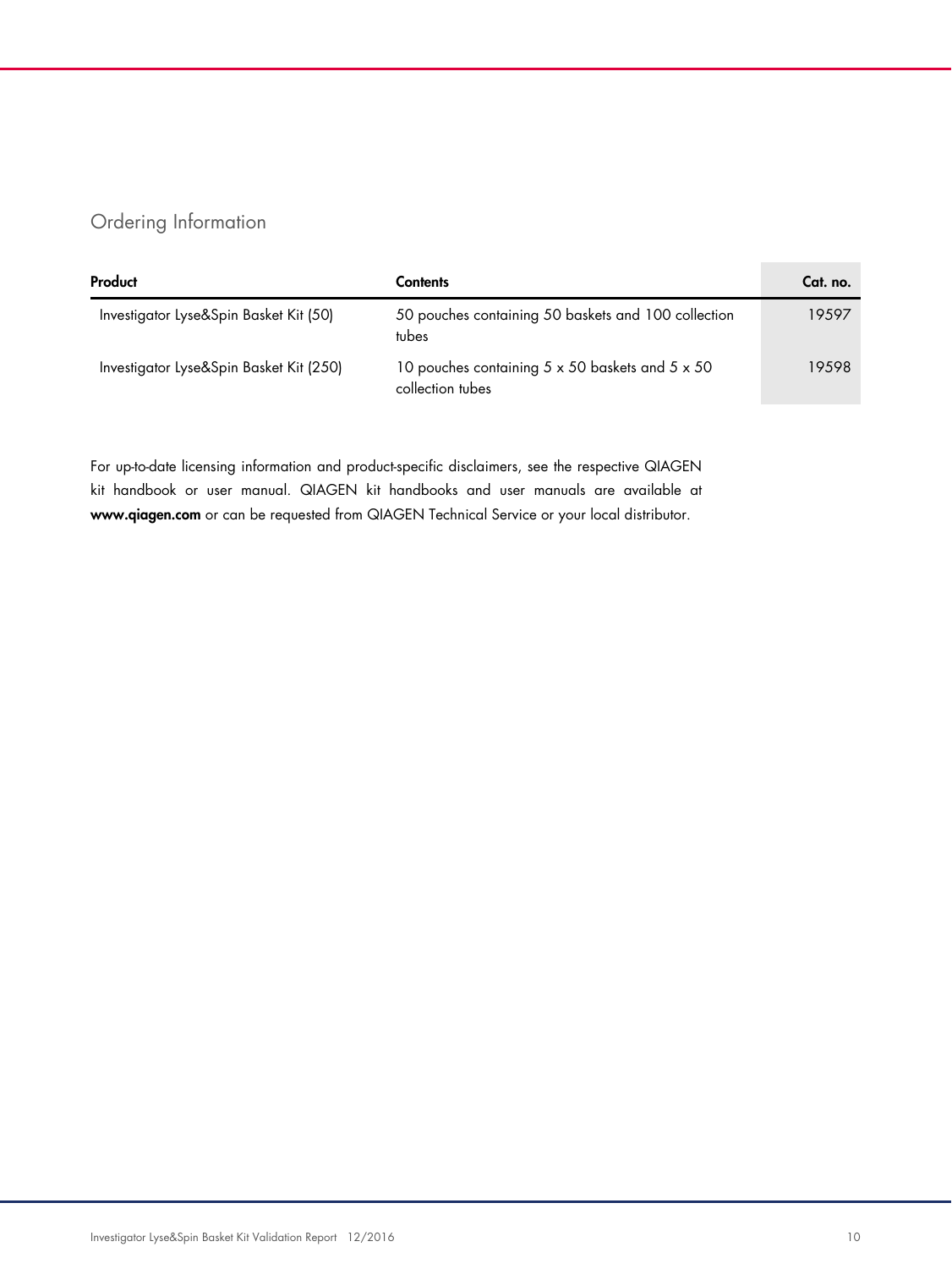## Ordering Information

| Product | Contents | Cat. no. |
|---|---|---|
| Investigator Lyse&Spin Basket Kit (50) | 50 pouches containing 50 baskets and 100 collection tubes | 19597 |
| Investigator Lyse&Spin Basket Kit (250) | 10 pouches containing 5 x 50 baskets and 5 x 50 collection tubes | 19598 |

For up-to-date licensing information and product-specific disclaimers, see the respective QIAGEN kit handbook or user manual. QIAGEN kit handbooks and user manuals are available at **www.qiagen.com** or can be requested from QIAGEN Technical Service or your local distributor.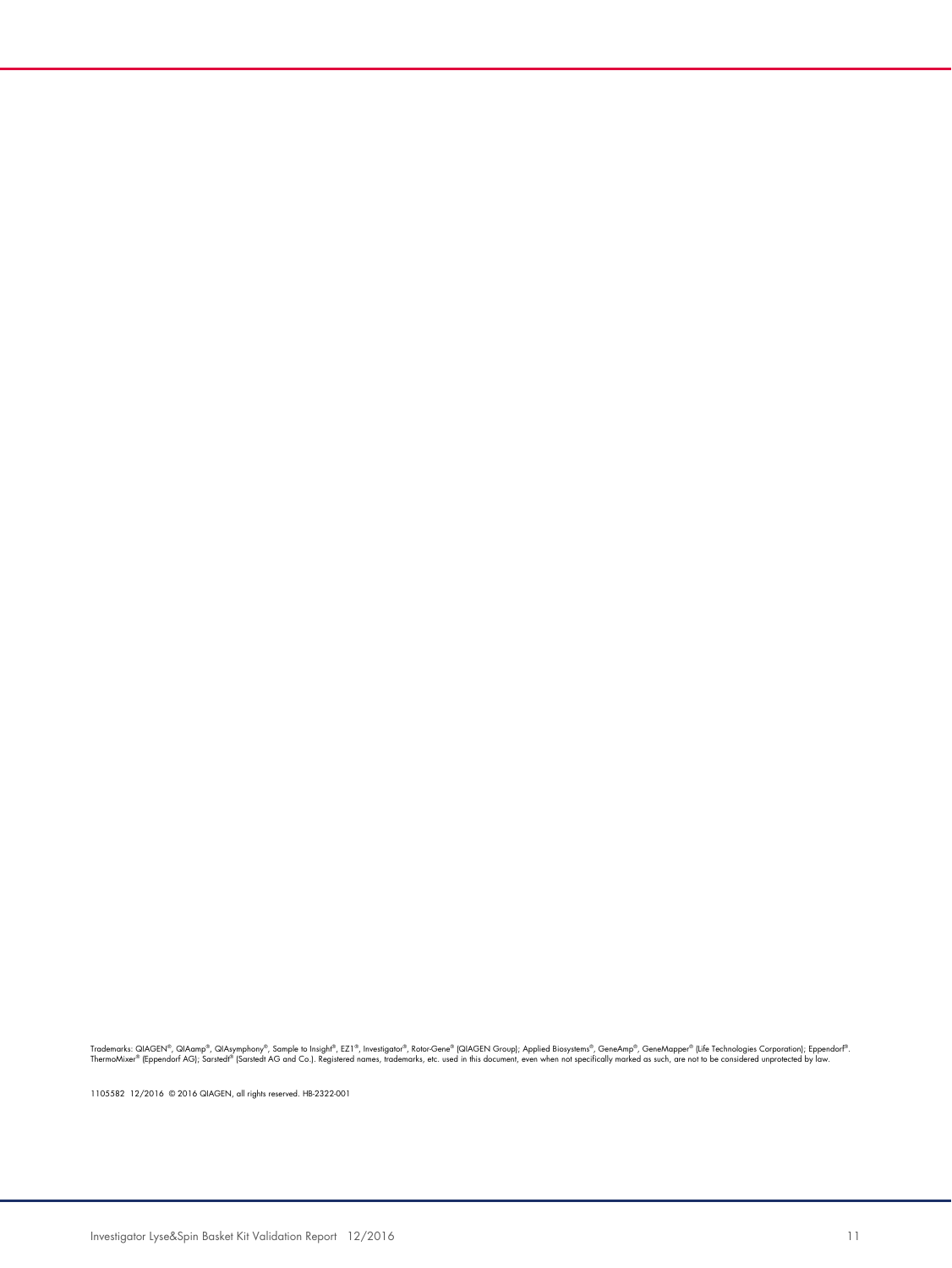Trademarks: QIAGEN®, QIAamp®, QIAsymphony®, Sample to Insight®, EZ1®, Investigator®, Rotor-Gene® (QIAGEN Group); Applied Biosystems®, GeneAmp®, GeneMapper® (Life Technologies Corporation); Eppendorf®, ThermoMixer® (Eppendorf AG); Sarstedt® (Sarstedt AG and Co.). Registered names, trademarks, etc. used in this document, even when not specifically marked as such, are not to be considered unprotected by law.

1105582 12/2016 © 2016 QIAGEN, all rights reserved. HB-2322-001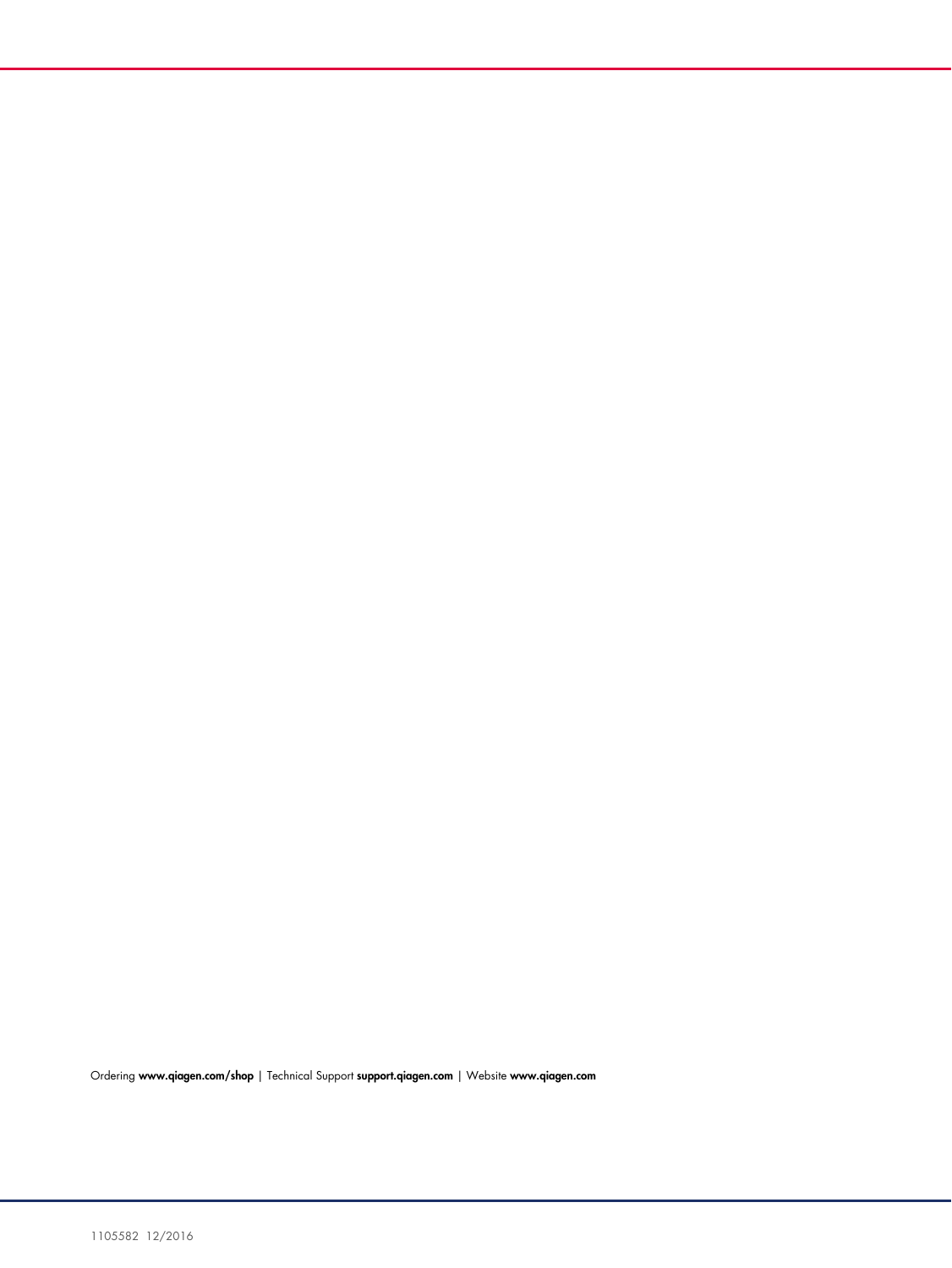Ordering **www.qiagen.com/shop** | Technical Support **support.qiagen.com** | Website **www.qiagen.com**

1105582 12/2016